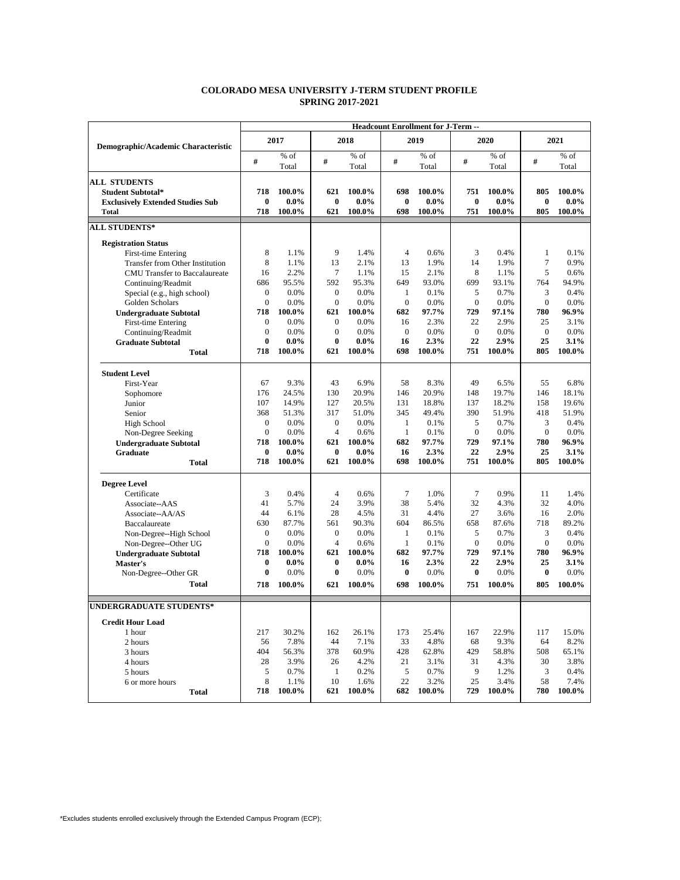# COLORADO MESA UNIVERSITY J-TERM STUDENT PROFILE
## SPRING 2017-2021

| Demographic/Academic Characteristic | Headcount Enrollment for J-Term -- | | | | | | | | | |
|---|---|---|---|---|---|---|---|---|---|---|
| | 2017 | | 2018 | | 2019 | | 2020 | | 2021 | |
| | # | % of Total | # | % of Total | # | % of Total | # | % of Total | # | % of Total |
| **ALL STUDENTS** | | | | | | | | | | |
| **Student Subtotal*** | **718** | **100.0%** | **621** | **100.0%** | **698** | **100.0%** | **751** | **100.0%** | **805** | **100.0%** |
| **Exclusively Extended Studies Sub** | **0** | **0.0%** | **0** | **0.0%** | **0** | **0.0%** | **0** | **0.0%** | **0** | **0.0%** |
| **Total** | **718** | **100.0%** | **621** | **100.0%** | **698** | **100.0%** | **751** | **100.0%** | **805** | **100.0%** |
| **ALL STUDENTS*** | | | | | | | | | | |
| **Registration Status** | | | | | | | | | | |
| First-time Entering | 8 | 1.1% | 9 | 1.4% | 4 | 0.6% | 3 | 0.4% | 1 | 0.1% |
| Transfer from Other Institution | 8 | 1.1% | 13 | 2.1% | 13 | 1.9% | 14 | 1.9% | 7 | 0.9% |
| CMU Transfer to Baccalaureate | 16 | 2.2% | 7 | 1.1% | 15 | 2.1% | 8 | 1.1% | 5 | 0.6% |
| Continuing/Readmit | 686 | 95.5% | 592 | 95.3% | 649 | 93.0% | 699 | 93.1% | 764 | 94.9% |
| Special (e.g., high school) | 0 | 0.0% | 0 | 0.0% | 1 | 0.1% | 5 | 0.7% | 3 | 0.4% |
| Golden Scholars | 0 | 0.0% | 0 | 0.0% | 0 | 0.0% | 0 | 0.0% | 0 | 0.0% |
| **Undergraduate Subtotal** | **718** | **100.0%** | **621** | **100.0%** | **682** | **97.7%** | **729** | **97.1%** | **780** | **96.9%** |
| First-time Entering | 0 | 0.0% | 0 | 0.0% | 16 | 2.3% | 22 | 2.9% | 25 | 3.1% |
| Continuing/Readmit | 0 | 0.0% | 0 | 0.0% | 0 | 0.0% | 0 | 0.0% | 0 | 0.0% |
| **Graduate Subtotal** | **0** | **0.0%** | **0** | **0.0%** | **16** | **2.3%** | **22** | **2.9%** | **25** | **3.1%** |
| **Total** | **718** | **100.0%** | **621** | **100.0%** | **698** | **100.0%** | **751** | **100.0%** | **805** | **100.0%** |
| **Student Level** | | | | | | | | | | |
| First-Year | 67 | 9.3% | 43 | 6.9% | 58 | 8.3% | 49 | 6.5% | 55 | 6.8% |
| Sophomore | 176 | 24.5% | 130 | 20.9% | 146 | 20.9% | 148 | 19.7% | 146 | 18.1% |
| Junior | 107 | 14.9% | 127 | 20.5% | 131 | 18.8% | 137 | 18.2% | 158 | 19.6% |
| Senior | 368 | 51.3% | 317 | 51.0% | 345 | 49.4% | 390 | 51.9% | 418 | 51.9% |
| High School | 0 | 0.0% | 0 | 0.0% | 1 | 0.1% | 5 | 0.7% | 3 | 0.4% |
| Non-Degree Seeking | 0 | 0.0% | 4 | 0.6% | 1 | 0.1% | 0 | 0.0% | 0 | 0.0% |
| **Undergraduate Subtotal** | **718** | **100.0%** | **621** | **100.0%** | **682** | **97.7%** | **729** | **97.1%** | **780** | **96.9%** |
| **Graduate** | **0** | **0.0%** | **0** | **0.0%** | **16** | **2.3%** | **22** | **2.9%** | **25** | **3.1%** |
| **Total** | **718** | **100.0%** | **621** | **100.0%** | **698** | **100.0%** | **751** | **100.0%** | **805** | **100.0%** |
| **Degree Level** | | | | | | | | | | |
| Certificate | 3 | 0.4% | 4 | 0.6% | 7 | 1.0% | 7 | 0.9% | 11 | 1.4% |
| Associate--AAS | 41 | 5.7% | 24 | 3.9% | 38 | 5.4% | 32 | 4.3% | 32 | 4.0% |
| Associate--AA/AS | 44 | 6.1% | 28 | 4.5% | 31 | 4.4% | 27 | 3.6% | 16 | 2.0% |
| Baccalaureate | 630 | 87.7% | 561 | 90.3% | 604 | 86.5% | 658 | 87.6% | 718 | 89.2% |
| Non-Degree--High School | 0 | 0.0% | 0 | 0.0% | 1 | 0.1% | 5 | 0.7% | 3 | 0.4% |
| Non-Degree--Other UG | 0 | 0.0% | 4 | 0.6% | 1 | 0.1% | 0 | 0.0% | 0 | 0.0% |
| **Undergraduate Subtotal** | **718** | **100.0%** | **621** | **100.0%** | **682** | **97.7%** | **729** | **97.1%** | **780** | **96.9%** |
| **Master's** | **0** | **0.0%** | **0** | **0.0%** | **16** | **2.3%** | **22** | **2.9%** | **25** | **3.1%** |
| Non-Degree--Other GR | **0** | 0.0% | **0** | 0.0% | **0** | 0.0% | **0** | 0.0% | **0** | 0.0% |
| **Total** | **718** | **100.0%** | **621** | **100.0%** | **698** | **100.0%** | **751** | **100.0%** | **805** | **100.0%** |
| **UNDERGRADUATE STUDENTS*** | | | | | | | | | | |
| **Credit Hour Load** | | | | | | | | | | |
| 1 hour | 217 | 30.2% | 162 | 26.1% | 173 | 25.4% | 167 | 22.9% | 117 | 15.0% |
| 2 hours | 56 | 7.8% | 44 | 7.1% | 33 | 4.8% | 68 | 9.3% | 64 | 8.2% |
| 3 hours | 404 | 56.3% | 378 | 60.9% | 428 | 62.8% | 429 | 58.8% | 508 | 65.1% |
| 4 hours | 28 | 3.9% | 26 | 4.2% | 21 | 3.1% | 31 | 4.3% | 30 | 3.8% |
| 5 hours | 5 | 0.7% | 1 | 0.2% | 5 | 0.7% | 9 | 1.2% | 3 | 0.4% |
| 6 or more hours | 8 | 1.1% | 10 | 1.6% | 22 | 3.2% | 25 | 3.4% | 58 | 7.4% |
| **Total** | **718** | **100.0%** | **621** | **100.0%** | **682** | **100.0%** | **729** | **100.0%** | **780** | **100.0%** |

*Excludes students enrolled exclusively through the Extended Campus Program (ECP);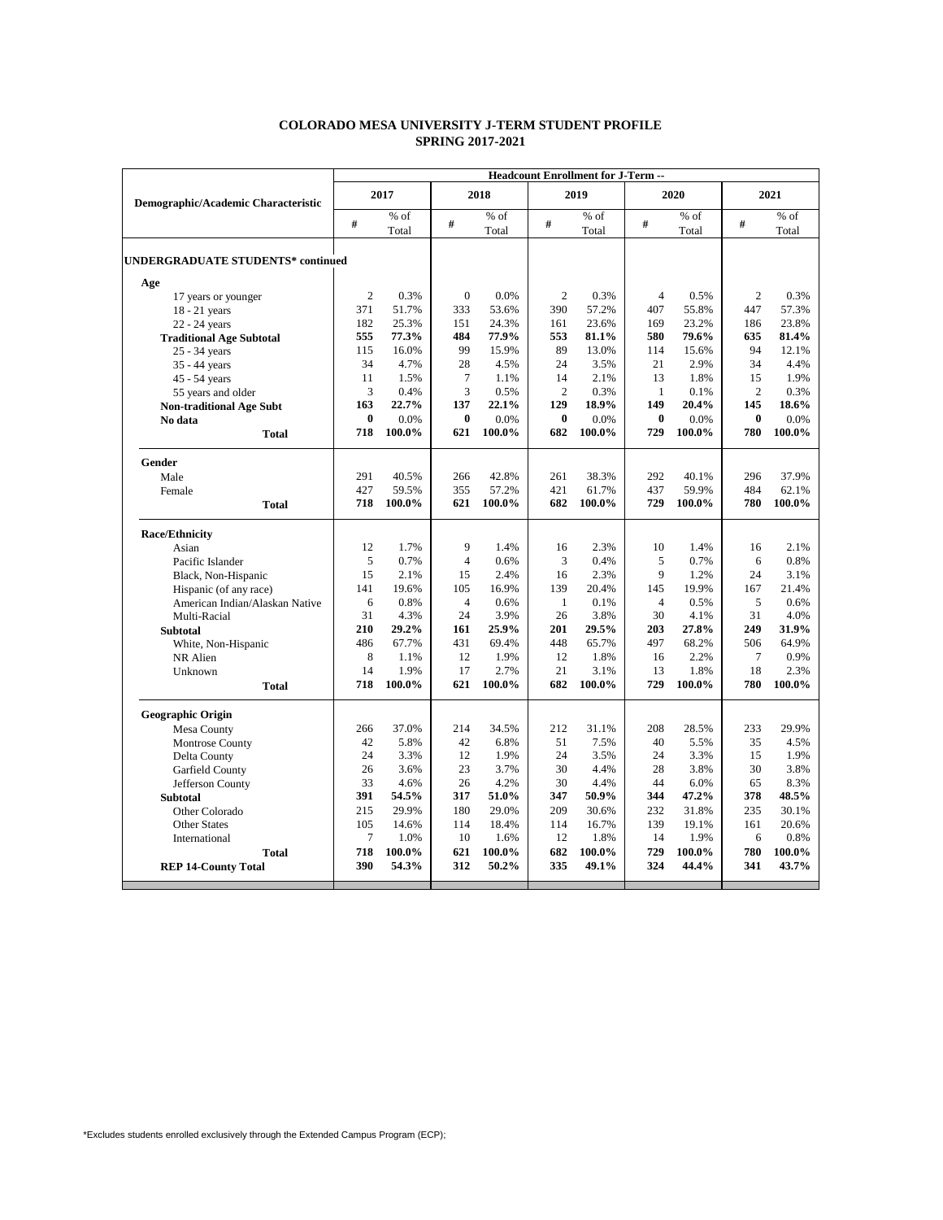**COLORADO MESA UNIVERSITY J-TERM STUDENT PROFILE**
**SPRING 2017-2021**

| Demographic/Academic Characteristic | Headcount Enrollment for J-Term -- | | | | | | | | | |
|---|---|---|---|---|---|---|---|---|---|---|
| | 2017 | | 2018 | | 2019 | | 2020 | | 2021 | |
| | # | % of Total | # | % of Total | # | % of Total | # | % of Total | # | % of Total |
| **UNDERGRADUATE STUDENTS* continued** | | | | | | | | | | |
| **Age** | | | | | | | | | | |
| 17 years or younger | 2 | 0.3% | 0 | 0.0% | 2 | 0.3% | 4 | 0.5% | 2 | 0.3% |
| 18 - 21 years | 371 | 51.7% | 333 | 53.6% | 390 | 57.2% | 407 | 55.8% | 447 | 57.3% |
| 22 - 24 years | 182 | 25.3% | 151 | 24.3% | 161 | 23.6% | 169 | 23.2% | 186 | 23.8% |
| **Traditional Age Subtotal** | **555** | **77.3%** | **484** | **77.9%** | **553** | **81.1%** | **580** | **79.6%** | **635** | **81.4%** |
| 25 - 34 years | 115 | 16.0% | 99 | 15.9% | 89 | 13.0% | 114 | 15.6% | 94 | 12.1% |
| 35 - 44 years | 34 | 4.7% | 28 | 4.5% | 24 | 3.5% | 21 | 2.9% | 34 | 4.4% |
| 45 - 54 years | 11 | 1.5% | 7 | 1.1% | 14 | 2.1% | 13 | 1.8% | 15 | 1.9% |
| 55 years and older | 3 | 0.4% | 3 | 0.5% | 2 | 0.3% | 1 | 0.1% | 2 | 0.3% |
| **Non-traditional Age Subt** | **163** | **22.7%** | **137** | **22.1%** | **129** | **18.9%** | **149** | **20.4%** | **145** | **18.6%** |
| **No data** | **0** | 0.0% | **0** | 0.0% | **0** | 0.0% | **0** | 0.0% | **0** | 0.0% |
| **Total** | **718** | **100.0%** | **621** | **100.0%** | **682** | **100.0%** | **729** | **100.0%** | **780** | **100.0%** |
| **Gender** | | | | | | | | | | |
| Male | 291 | 40.5% | 266 | 42.8% | 261 | 38.3% | 292 | 40.1% | 296 | 37.9% |
| Female | 427 | 59.5% | 355 | 57.2% | 421 | 61.7% | 437 | 59.9% | 484 | 62.1% |
| **Total** | **718** | **100.0%** | **621** | **100.0%** | **682** | **100.0%** | **729** | **100.0%** | **780** | **100.0%** |
| **Race/Ethnicity** | | | | | | | | | | |
| Asian | 12 | 1.7% | 9 | 1.4% | 16 | 2.3% | 10 | 1.4% | 16 | 2.1% |
| Pacific Islander | 5 | 0.7% | 4 | 0.6% | 3 | 0.4% | 5 | 0.7% | 6 | 0.8% |
| Black, Non-Hispanic | 15 | 2.1% | 15 | 2.4% | 16 | 2.3% | 9 | 1.2% | 24 | 3.1% |
| Hispanic (of any race) | 141 | 19.6% | 105 | 16.9% | 139 | 20.4% | 145 | 19.9% | 167 | 21.4% |
| American Indian/Alaskan Native | 6 | 0.8% | 4 | 0.6% | 1 | 0.1% | 4 | 0.5% | 5 | 0.6% |
| Multi-Racial | 31 | 4.3% | 24 | 3.9% | 26 | 3.8% | 30 | 4.1% | 31 | 4.0% |
| **Subtotal** | **210** | **29.2%** | **161** | **25.9%** | **201** | **29.5%** | **203** | **27.8%** | **249** | **31.9%** |
| White, Non-Hispanic | 486 | 67.7% | 431 | 69.4% | 448 | 65.7% | 497 | 68.2% | 506 | 64.9% |
| NR Alien | 8 | 1.1% | 12 | 1.9% | 12 | 1.8% | 16 | 2.2% | 7 | 0.9% |
| Unknown | 14 | 1.9% | 17 | 2.7% | 21 | 3.1% | 13 | 1.8% | 18 | 2.3% |
| **Total** | **718** | **100.0%** | **621** | **100.0%** | **682** | **100.0%** | **729** | **100.0%** | **780** | **100.0%** |
| **Geographic Origin** | | | | | | | | | | |
| Mesa County | 266 | 37.0% | 214 | 34.5% | 212 | 31.1% | 208 | 28.5% | 233 | 29.9% |
| Montrose County | 42 | 5.8% | 42 | 6.8% | 51 | 7.5% | 40 | 5.5% | 35 | 4.5% |
| Delta County | 24 | 3.3% | 12 | 1.9% | 24 | 3.5% | 24 | 3.3% | 15 | 1.9% |
| Garfield County | 26 | 3.6% | 23 | 3.7% | 30 | 4.4% | 28 | 3.8% | 30 | 3.8% |
| Jefferson County | 33 | 4.6% | 26 | 4.2% | 30 | 4.4% | 44 | 6.0% | 65 | 8.3% |
| **Subtotal** | **391** | **54.5%** | **317** | **51.0%** | **347** | **50.9%** | **344** | **47.2%** | **378** | **48.5%** |
| Other Colorado | 215 | 29.9% | 180 | 29.0% | 209 | 30.6% | 232 | 31.8% | 235 | 30.1% |
| Other States | 105 | 14.6% | 114 | 18.4% | 114 | 16.7% | 139 | 19.1% | 161 | 20.6% |
| International | 7 | 1.0% | 10 | 1.6% | 12 | 1.8% | 14 | 1.9% | 6 | 0.8% |
| **Total** | **718** | **100.0%** | **621** | **100.0%** | **682** | **100.0%** | **729** | **100.0%** | **780** | **100.0%** |
| **REP 14-County Total** | **390** | **54.3%** | **312** | **50.2%** | **335** | **49.1%** | **324** | **44.4%** | **341** | **43.7%** |

*Excludes students enrolled exclusively through the Extended Campus Program (ECP);